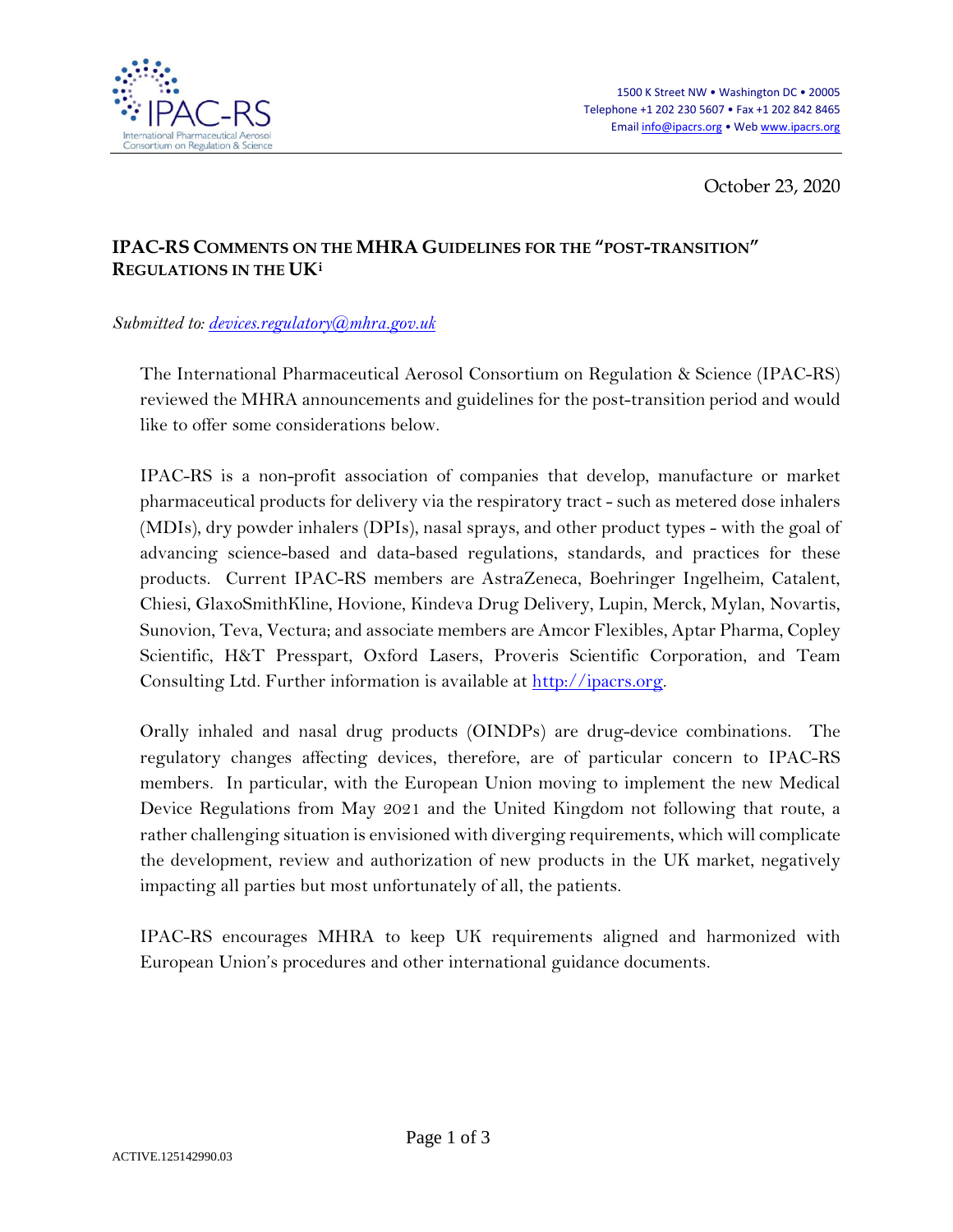1500 K Street NW • Washington DC • 20005
Telephone +1 202 230 5607 • Fax +1 202 842 8465
Email info@ipacrs.org • Web www.ipacrs.org

October 23, 2020

## IPAC-RS COMMENTS ON THE MHRA GUIDELINES FOR THE "POST-TRANSITION" REGULATIONS IN THE UK[i]

*Submitted to: devices.regulatory@mhra.gov.uk*

The International Pharmaceutical Aerosol Consortium on Regulation & Science (IPAC-RS) reviewed the MHRA announcements and guidelines for the post-transition period and would like to offer some considerations below.

IPAC-RS is a non-profit association of companies that develop, manufacture or market pharmaceutical products for delivery via the respiratory tract - such as metered dose inhalers (MDIs), dry powder inhalers (DPIs), nasal sprays, and other product types - with the goal of advancing science-based and data-based regulations, standards, and practices for these products. Current IPAC-RS members are AstraZeneca, Boehringer Ingelheim, Catalent, Chiesi, GlaxoSmithKline, Hovione, Kindeva Drug Delivery, Lupin, Merck, Mylan, Novartis, Sunovion, Teva, Vectura; and associate members are Amcor Flexibles, Aptar Pharma, Copley Scientific, H&T Presspart, Oxford Lasers, Proveris Scientific Corporation, and Team Consulting Ltd. Further information is available at http://ipacrs.org.

Orally inhaled and nasal drug products (OINDPs) are drug-device combinations. The regulatory changes affecting devices, therefore, are of particular concern to IPAC-RS members. In particular, with the European Union moving to implement the new Medical Device Regulations from May 2021 and the United Kingdom not following that route, a rather challenging situation is envisioned with diverging requirements, which will complicate the development, review and authorization of new products in the UK market, negatively impacting all parties but most unfortunately of all, the patients.

IPAC-RS encourages MHRA to keep UK requirements aligned and harmonized with European Union's procedures and other international guidance documents.

ACTIVE.125142990.03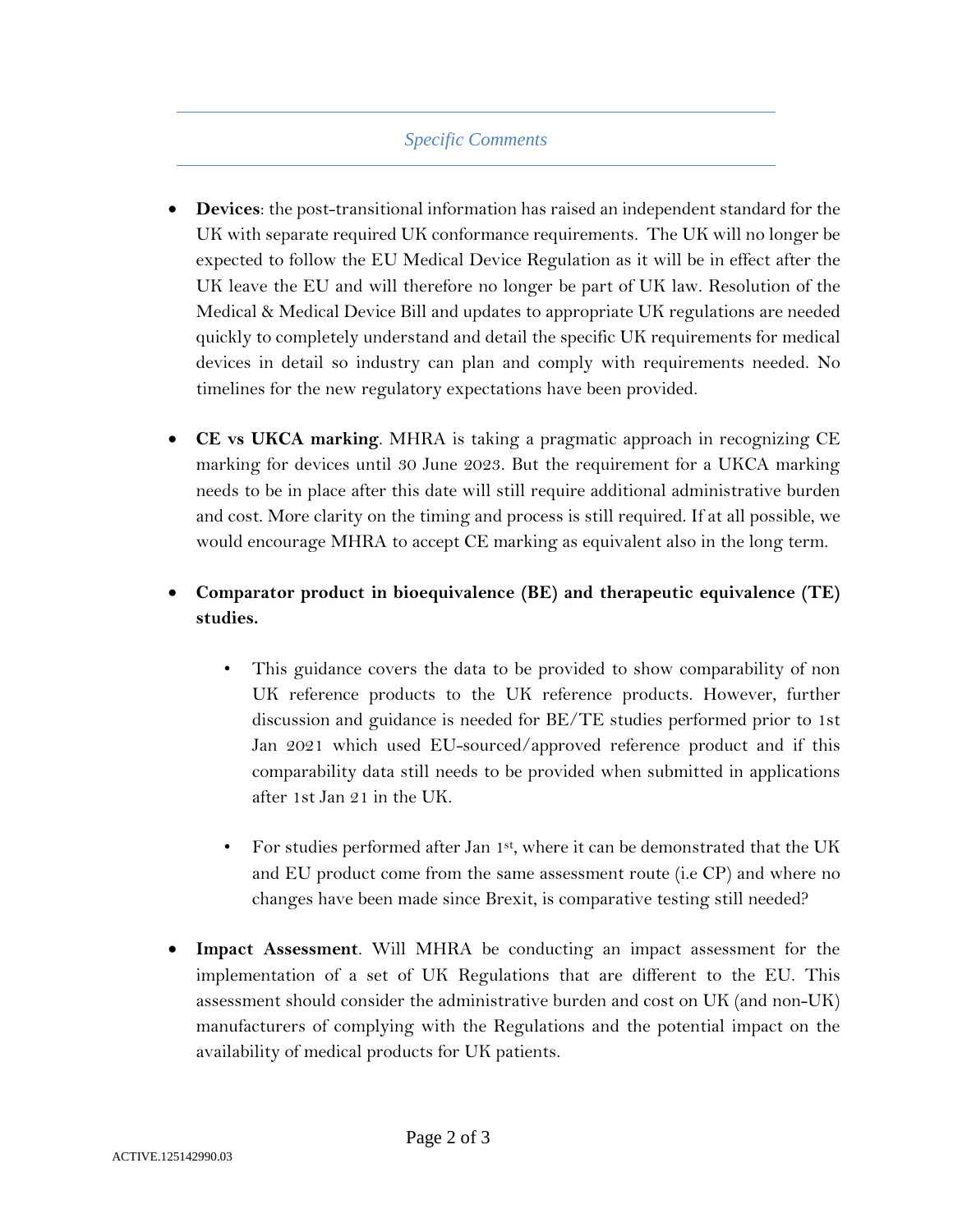*Specific Comments*

- **Devices**: the post-transitional information has raised an independent standard for the UK with separate required UK conformance requirements. The UK will no longer be expected to follow the EU Medical Device Regulation as it will be in effect after the UK leave the EU and will therefore no longer be part of UK law. Resolution of the Medical & Medical Device Bill and updates to appropriate UK regulations are needed quickly to completely understand and detail the specific UK requirements for medical devices in detail so industry can plan and comply with requirements needed. No timelines for the new regulatory expectations have been provided.

- **CE vs UKCA marking**. MHRA is taking a pragmatic approach in recognizing CE marking for devices until 30 June 2023. But the requirement for a UKCA marking needs to be in place after this date will still require additional administrative burden and cost. More clarity on the timing and process is still required. If at all possible, we would encourage MHRA to accept CE marking as equivalent also in the long term.

- **Comparator product in bioequivalence (BE) and therapeutic equivalence (TE) studies.**

  - This guidance covers the data to be provided to show comparability of non UK reference products to the UK reference products. However, further discussion and guidance is needed for BE/TE studies performed prior to 1st Jan 2021 which used EU-sourced/approved reference product and if this comparability data still needs to be provided when submitted in applications after 1st Jan 21 in the UK.

  - For studies performed after Jan 1st, where it can be demonstrated that the UK and EU product come from the same assessment route (i.e CP) and where no changes have been made since Brexit, is comparative testing still needed?

- **Impact Assessment**. Will MHRA be conducting an impact assessment for the implementation of a set of UK Regulations that are different to the EU. This assessment should consider the administrative burden and cost on UK (and non-UK) manufacturers of complying with the Regulations and the potential impact on the availability of medical products for UK patients.

ACTIVE.125142990.03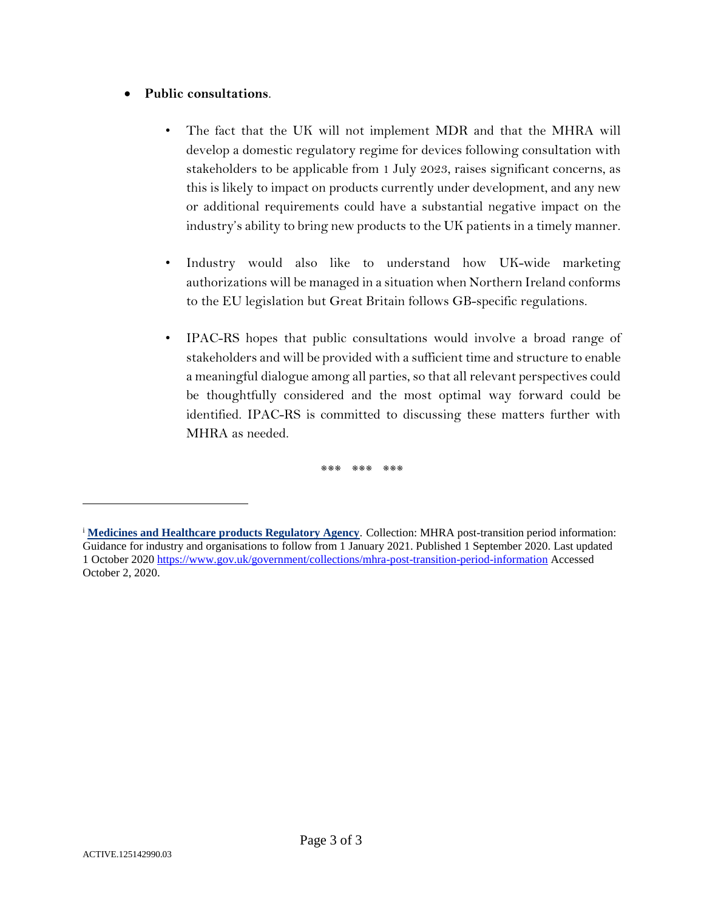- **Public consultations**.

    - The fact that the UK will not implement MDR and that the MHRA will develop a domestic regulatory regime for devices following consultation with stakeholders to be applicable from 1 July 2023, raises significant concerns, as this is likely to impact on products currently under development, and any new or additional requirements could have a substantial negative impact on the industry's ability to bring new products to the UK patients in a timely manner.

    - Industry would also like to understand how UK-wide marketing authorizations will be managed in a situation when Northern Ireland conforms to the EU legislation but Great Britain follows GB-specific regulations.

    - IPAC-RS hopes that public consultations would involve a broad range of stakeholders and will be provided with a sufficient time and structure to enable a meaningful dialogue among all parties, so that all relevant perspectives could be thoughtfully considered and the most optimal way forward could be identified. IPAC-RS is committed to discussing these matters further with MHRA as needed.

\*\*\* \*\*\* \*\*\*

---

[i] **Medicines and Healthcare products Regulatory Agency**. Collection: MHRA post-transition period information: Guidance for industry and organisations to follow from 1 January 2021. Published 1 September 2020. Last updated 1 October 2020 https://www.gov.uk/government/collections/mhra-post-transition-period-information Accessed October 2, 2020.

ACTIVE.125142990.03